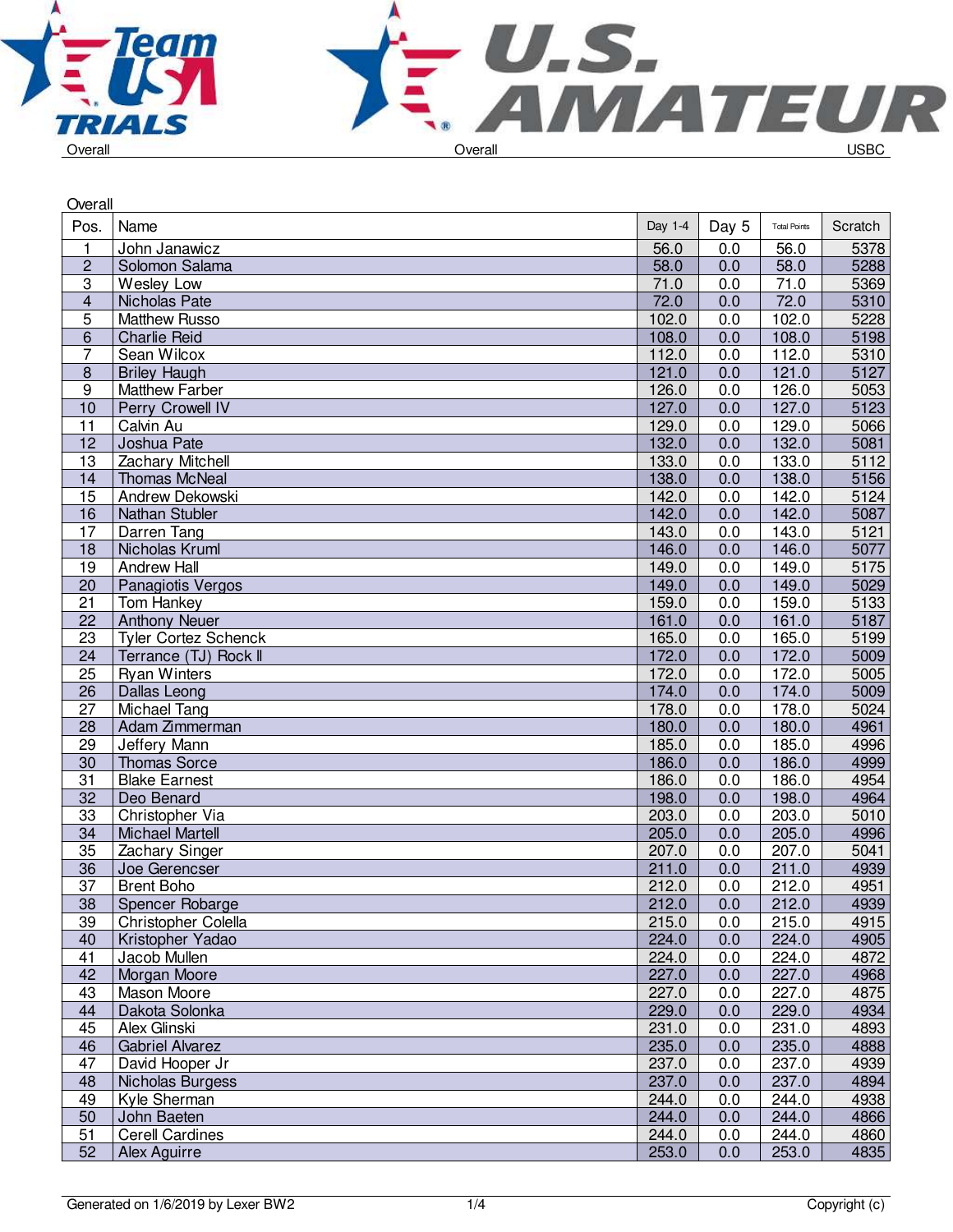Overall

Overall

USBC

## Overall

| Pos. | Name | Day 1-4 | Day 5 | Total Points | Scratch |
|---|---|---|---|---|---|
| 1 | John Janawicz | 56.0 | 0.0 | 56.0 | 5378 |
| 2 | Solomon Salama | 58.0 | 0.0 | 58.0 | 5288 |
| 3 | Wesley Low | 71.0 | 0.0 | 71.0 | 5369 |
| 4 | Nicholas Pate | 72.0 | 0.0 | 72.0 | 5310 |
| 5 | Matthew Russo | 102.0 | 0.0 | 102.0 | 5228 |
| 6 | Charlie Reid | 108.0 | 0.0 | 108.0 | 5198 |
| 7 | Sean Wilcox | 112.0 | 0.0 | 112.0 | 5310 |
| 8 | Briley Haugh | 121.0 | 0.0 | 121.0 | 5127 |
| 9 | Matthew Farber | 126.0 | 0.0 | 126.0 | 5053 |
| 10 | Perry Crowell IV | 127.0 | 0.0 | 127.0 | 5123 |
| 11 | Calvin Au | 129.0 | 0.0 | 129.0 | 5066 |
| 12 | Joshua Pate | 132.0 | 0.0 | 132.0 | 5081 |
| 13 | Zachary Mitchell | 133.0 | 0.0 | 133.0 | 5112 |
| 14 | Thomas McNeal | 138.0 | 0.0 | 138.0 | 5156 |
| 15 | Andrew Dekowski | 142.0 | 0.0 | 142.0 | 5124 |
| 16 | Nathan Stubler | 142.0 | 0.0 | 142.0 | 5087 |
| 17 | Darren Tang | 143.0 | 0.0 | 143.0 | 5121 |
| 18 | Nicholas Kruml | 146.0 | 0.0 | 146.0 | 5077 |
| 19 | Andrew Hall | 149.0 | 0.0 | 149.0 | 5175 |
| 20 | Panagiotis Vergos | 149.0 | 0.0 | 149.0 | 5029 |
| 21 | Tom Hankey | 159.0 | 0.0 | 159.0 | 5133 |
| 22 | Anthony Neuer | 161.0 | 0.0 | 161.0 | 5187 |
| 23 | Tyler Cortez Schenck | 165.0 | 0.0 | 165.0 | 5199 |
| 24 | Terrance (TJ) Rock ll | 172.0 | 0.0 | 172.0 | 5009 |
| 25 | Ryan Winters | 172.0 | 0.0 | 172.0 | 5005 |
| 26 | Dallas Leong | 174.0 | 0.0 | 174.0 | 5009 |
| 27 | Michael Tang | 178.0 | 0.0 | 178.0 | 5024 |
| 28 | Adam Zimmerman | 180.0 | 0.0 | 180.0 | 4961 |
| 29 | Jeffery Mann | 185.0 | 0.0 | 185.0 | 4996 |
| 30 | Thomas Sorce | 186.0 | 0.0 | 186.0 | 4999 |
| 31 | Blake Earnest | 186.0 | 0.0 | 186.0 | 4954 |
| 32 | Deo Benard | 198.0 | 0.0 | 198.0 | 4964 |
| 33 | Christopher Via | 203.0 | 0.0 | 203.0 | 5010 |
| 34 | Michael Martell | 205.0 | 0.0 | 205.0 | 4996 |
| 35 | Zachary Singer | 207.0 | 0.0 | 207.0 | 5041 |
| 36 | Joe Gerencser | 211.0 | 0.0 | 211.0 | 4939 |
| 37 | Brent Boho | 212.0 | 0.0 | 212.0 | 4951 |
| 38 | Spencer Robarge | 212.0 | 0.0 | 212.0 | 4939 |
| 39 | Christopher Colella | 215.0 | 0.0 | 215.0 | 4915 |
| 40 | Kristopher Yadao | 224.0 | 0.0 | 224.0 | 4905 |
| 41 | Jacob Mullen | 224.0 | 0.0 | 224.0 | 4872 |
| 42 | Morgan Moore | 227.0 | 0.0 | 227.0 | 4968 |
| 43 | Mason Moore | 227.0 | 0.0 | 227.0 | 4875 |
| 44 | Dakota Solonka | 229.0 | 0.0 | 229.0 | 4934 |
| 45 | Alex Glinski | 231.0 | 0.0 | 231.0 | 4893 |
| 46 | Gabriel Alvarez | 235.0 | 0.0 | 235.0 | 4888 |
| 47 | David Hooper Jr | 237.0 | 0.0 | 237.0 | 4939 |
| 48 | Nicholas Burgess | 237.0 | 0.0 | 237.0 | 4894 |
| 49 | Kyle Sherman | 244.0 | 0.0 | 244.0 | 4938 |
| 50 | John Baeten | 244.0 | 0.0 | 244.0 | 4866 |
| 51 | Cerell Cardines | 244.0 | 0.0 | 244.0 | 4860 |
| 52 | Alex Aguirre | 253.0 | 0.0 | 253.0 | 4835 |

Generated on 1/6/2019 by Lexer BW2

Copyright (c)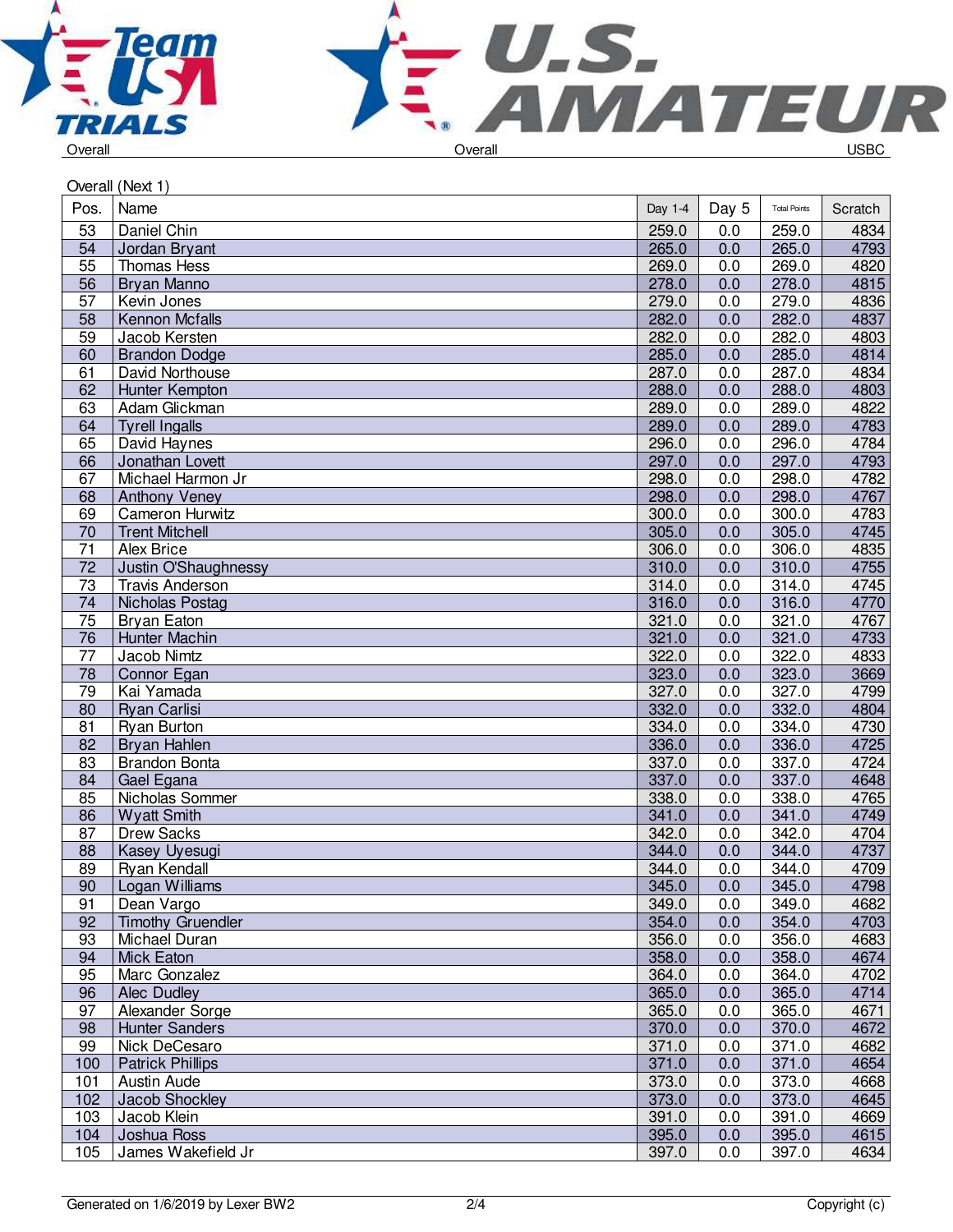Overall — Overall — USBC

Overall (Next 1)

| Pos. | Name | Day 1-4 | Day 5 | Total Points | Scratch |
|---|---|---|---|---|---|
| 53 | Daniel Chin | 259.0 | 0.0 | 259.0 | 4834 |
| 54 | Jordan Bryant | 265.0 | 0.0 | 265.0 | 4793 |
| 55 | Thomas Hess | 269.0 | 0.0 | 269.0 | 4820 |
| 56 | Bryan Manno | 278.0 | 0.0 | 278.0 | 4815 |
| 57 | Kevin Jones | 279.0 | 0.0 | 279.0 | 4836 |
| 58 | Kennon Mcfalls | 282.0 | 0.0 | 282.0 | 4837 |
| 59 | Jacob Kersten | 282.0 | 0.0 | 282.0 | 4803 |
| 60 | Brandon Dodge | 285.0 | 0.0 | 285.0 | 4814 |
| 61 | David Northouse | 287.0 | 0.0 | 287.0 | 4834 |
| 62 | Hunter Kempton | 288.0 | 0.0 | 288.0 | 4803 |
| 63 | Adam Glickman | 289.0 | 0.0 | 289.0 | 4822 |
| 64 | Tyrell Ingalls | 289.0 | 0.0 | 289.0 | 4783 |
| 65 | David Haynes | 296.0 | 0.0 | 296.0 | 4784 |
| 66 | Jonathan Lovett | 297.0 | 0.0 | 297.0 | 4793 |
| 67 | Michael Harmon Jr | 298.0 | 0.0 | 298.0 | 4782 |
| 68 | Anthony Veney | 298.0 | 0.0 | 298.0 | 4767 |
| 69 | Cameron Hurwitz | 300.0 | 0.0 | 300.0 | 4783 |
| 70 | Trent Mitchell | 305.0 | 0.0 | 305.0 | 4745 |
| 71 | Alex Brice | 306.0 | 0.0 | 306.0 | 4835 |
| 72 | Justin O'Shaughnessy | 310.0 | 0.0 | 310.0 | 4755 |
| 73 | Travis Anderson | 314.0 | 0.0 | 314.0 | 4745 |
| 74 | Nicholas Postag | 316.0 | 0.0 | 316.0 | 4770 |
| 75 | Bryan Eaton | 321.0 | 0.0 | 321.0 | 4767 |
| 76 | Hunter Machin | 321.0 | 0.0 | 321.0 | 4733 |
| 77 | Jacob Nimtz | 322.0 | 0.0 | 322.0 | 4833 |
| 78 | Connor Egan | 323.0 | 0.0 | 323.0 | 3669 |
| 79 | Kai Yamada | 327.0 | 0.0 | 327.0 | 4799 |
| 80 | Ryan Carlisi | 332.0 | 0.0 | 332.0 | 4804 |
| 81 | Ryan Burton | 334.0 | 0.0 | 334.0 | 4730 |
| 82 | Bryan Hahlen | 336.0 | 0.0 | 336.0 | 4725 |
| 83 | Brandon Bonta | 337.0 | 0.0 | 337.0 | 4724 |
| 84 | Gael Egana | 337.0 | 0.0 | 337.0 | 4648 |
| 85 | Nicholas Sommer | 338.0 | 0.0 | 338.0 | 4765 |
| 86 | Wyatt Smith | 341.0 | 0.0 | 341.0 | 4749 |
| 87 | Drew Sacks | 342.0 | 0.0 | 342.0 | 4704 |
| 88 | Kasey Uyesugi | 344.0 | 0.0 | 344.0 | 4737 |
| 89 | Ryan Kendall | 344.0 | 0.0 | 344.0 | 4709 |
| 90 | Logan Williams | 345.0 | 0.0 | 345.0 | 4798 |
| 91 | Dean Vargo | 349.0 | 0.0 | 349.0 | 4682 |
| 92 | Timothy Gruendler | 354.0 | 0.0 | 354.0 | 4703 |
| 93 | Michael Duran | 356.0 | 0.0 | 356.0 | 4683 |
| 94 | Mick Eaton | 358.0 | 0.0 | 358.0 | 4674 |
| 95 | Marc Gonzalez | 364.0 | 0.0 | 364.0 | 4702 |
| 96 | Alec Dudley | 365.0 | 0.0 | 365.0 | 4714 |
| 97 | Alexander Sorge | 365.0 | 0.0 | 365.0 | 4671 |
| 98 | Hunter Sanders | 370.0 | 0.0 | 370.0 | 4672 |
| 99 | Nick DeCesaro | 371.0 | 0.0 | 371.0 | 4682 |
| 100 | Patrick Phillips | 371.0 | 0.0 | 371.0 | 4654 |
| 101 | Austin Aude | 373.0 | 0.0 | 373.0 | 4668 |
| 102 | Jacob Shockley | 373.0 | 0.0 | 373.0 | 4645 |
| 103 | Jacob Klein | 391.0 | 0.0 | 391.0 | 4669 |
| 104 | Joshua Ross | 395.0 | 0.0 | 395.0 | 4615 |
| 105 | James Wakefield Jr | 397.0 | 0.0 | 397.0 | 4634 |

Generated on 1/6/2019 by Lexer BW2 — Copyright (c)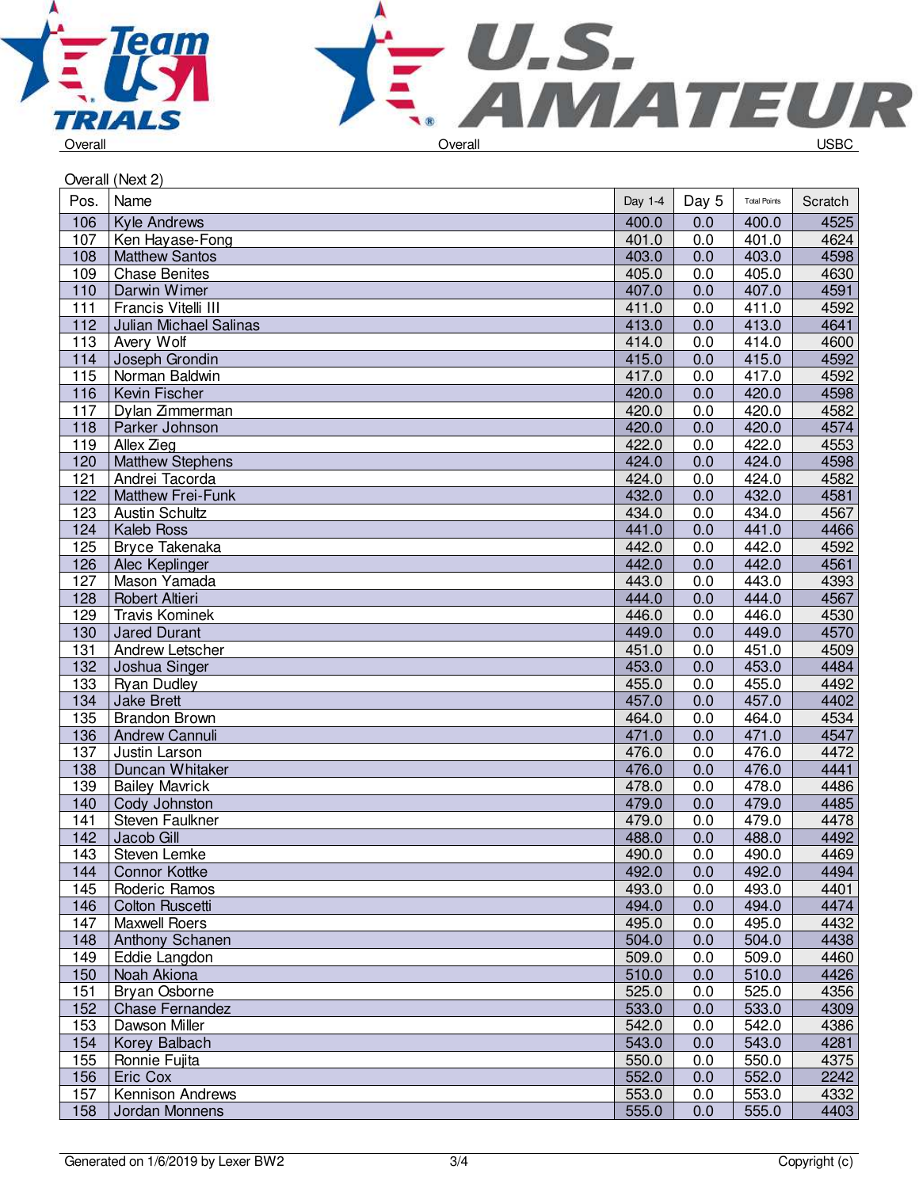Overall | Overall | USBC

Overall (Next 2)

| Pos. | Name | Day 1-4 | Day 5 | Total Points | Scratch |
|---|---|---|---|---|---|
| 106 | Kyle Andrews | 400.0 | 0.0 | 400.0 | 4525 |
| 107 | Ken Hayase-Fong | 401.0 | 0.0 | 401.0 | 4624 |
| 108 | Matthew Santos | 403.0 | 0.0 | 403.0 | 4598 |
| 109 | Chase Benites | 405.0 | 0.0 | 405.0 | 4630 |
| 110 | Darwin Wimer | 407.0 | 0.0 | 407.0 | 4591 |
| 111 | Francis Vitelli III | 411.0 | 0.0 | 411.0 | 4592 |
| 112 | Julian Michael Salinas | 413.0 | 0.0 | 413.0 | 4641 |
| 113 | Avery Wolf | 414.0 | 0.0 | 414.0 | 4600 |
| 114 | Joseph Grondin | 415.0 | 0.0 | 415.0 | 4592 |
| 115 | Norman Baldwin | 417.0 | 0.0 | 417.0 | 4592 |
| 116 | Kevin Fischer | 420.0 | 0.0 | 420.0 | 4598 |
| 117 | Dylan Zimmerman | 420.0 | 0.0 | 420.0 | 4582 |
| 118 | Parker Johnson | 420.0 | 0.0 | 420.0 | 4574 |
| 119 | Allex Zieg | 422.0 | 0.0 | 422.0 | 4553 |
| 120 | Matthew Stephens | 424.0 | 0.0 | 424.0 | 4598 |
| 121 | Andrei Tacorda | 424.0 | 0.0 | 424.0 | 4582 |
| 122 | Matthew Frei-Funk | 432.0 | 0.0 | 432.0 | 4581 |
| 123 | Austin Schultz | 434.0 | 0.0 | 434.0 | 4567 |
| 124 | Kaleb Ross | 441.0 | 0.0 | 441.0 | 4466 |
| 125 | Bryce Takenaka | 442.0 | 0.0 | 442.0 | 4592 |
| 126 | Alec Keplinger | 442.0 | 0.0 | 442.0 | 4561 |
| 127 | Mason Yamada | 443.0 | 0.0 | 443.0 | 4393 |
| 128 | Robert Altieri | 444.0 | 0.0 | 444.0 | 4567 |
| 129 | Travis Kominek | 446.0 | 0.0 | 446.0 | 4530 |
| 130 | Jared Durant | 449.0 | 0.0 | 449.0 | 4570 |
| 131 | Andrew Letscher | 451.0 | 0.0 | 451.0 | 4509 |
| 132 | Joshua Singer | 453.0 | 0.0 | 453.0 | 4484 |
| 133 | Ryan Dudley | 455.0 | 0.0 | 455.0 | 4492 |
| 134 | Jake Brett | 457.0 | 0.0 | 457.0 | 4402 |
| 135 | Brandon Brown | 464.0 | 0.0 | 464.0 | 4534 |
| 136 | Andrew Cannuli | 471.0 | 0.0 | 471.0 | 4547 |
| 137 | Justin Larson | 476.0 | 0.0 | 476.0 | 4472 |
| 138 | Duncan Whitaker | 476.0 | 0.0 | 476.0 | 4441 |
| 139 | Bailey Mavrick | 478.0 | 0.0 | 478.0 | 4486 |
| 140 | Cody Johnston | 479.0 | 0.0 | 479.0 | 4485 |
| 141 | Steven Faulkner | 479.0 | 0.0 | 479.0 | 4478 |
| 142 | Jacob Gill | 488.0 | 0.0 | 488.0 | 4492 |
| 143 | Steven Lemke | 490.0 | 0.0 | 490.0 | 4469 |
| 144 | Connor Kottke | 492.0 | 0.0 | 492.0 | 4494 |
| 145 | Roderic Ramos | 493.0 | 0.0 | 493.0 | 4401 |
| 146 | Colton Ruscetti | 494.0 | 0.0 | 494.0 | 4474 |
| 147 | Maxwell Roers | 495.0 | 0.0 | 495.0 | 4432 |
| 148 | Anthony Schanen | 504.0 | 0.0 | 504.0 | 4438 |
| 149 | Eddie Langdon | 509.0 | 0.0 | 509.0 | 4460 |
| 150 | Noah Akiona | 510.0 | 0.0 | 510.0 | 4426 |
| 151 | Bryan Osborne | 525.0 | 0.0 | 525.0 | 4356 |
| 152 | Chase Fernandez | 533.0 | 0.0 | 533.0 | 4309 |
| 153 | Dawson Miller | 542.0 | 0.0 | 542.0 | 4386 |
| 154 | Korey Balbach | 543.0 | 0.0 | 543.0 | 4281 |
| 155 | Ronnie Fujita | 550.0 | 0.0 | 550.0 | 4375 |
| 156 | Eric Cox | 552.0 | 0.0 | 552.0 | 2242 |
| 157 | Kennison Andrews | 553.0 | 0.0 | 553.0 | 4332 |
| 158 | Jordan Monnens | 555.0 | 0.0 | 555.0 | 4403 |

Generated on 1/6/2019 by Lexer BW2 | Copyright (c)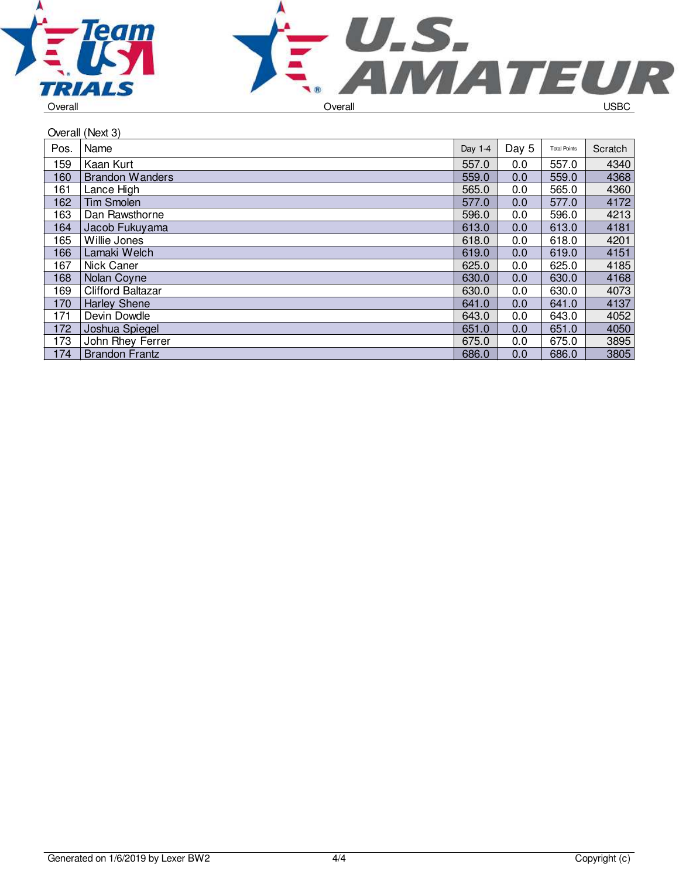Overall　　　　　　　　　　　　　　　　　　　　Overall　　　　　　　　　　　　　　　　　　　　USBC

Overall (Next 3)

| Pos. | Name | Day 1-4 | Day 5 | Total Points | Scratch |
|---|---|---|---|---|---|
| 159 | Kaan Kurt | 557.0 | 0.0 | 557.0 | 4340 |
| 160 | Brandon Wanders | 559.0 | 0.0 | 559.0 | 4368 |
| 161 | Lance High | 565.0 | 0.0 | 565.0 | 4360 |
| 162 | Tim Smolen | 577.0 | 0.0 | 577.0 | 4172 |
| 163 | Dan Rawsthorne | 596.0 | 0.0 | 596.0 | 4213 |
| 164 | Jacob Fukuyama | 613.0 | 0.0 | 613.0 | 4181 |
| 165 | Willie Jones | 618.0 | 0.0 | 618.0 | 4201 |
| 166 | Lamaki Welch | 619.0 | 0.0 | 619.0 | 4151 |
| 167 | Nick Caner | 625.0 | 0.0 | 625.0 | 4185 |
| 168 | Nolan Coyne | 630.0 | 0.0 | 630.0 | 4168 |
| 169 | Clifford Baltazar | 630.0 | 0.0 | 630.0 | 4073 |
| 170 | Harley Shene | 641.0 | 0.0 | 641.0 | 4137 |
| 171 | Devin Dowdle | 643.0 | 0.0 | 643.0 | 4052 |
| 172 | Joshua Spiegel | 651.0 | 0.0 | 651.0 | 4050 |
| 173 | John Rhey Ferrer | 675.0 | 0.0 | 675.0 | 3895 |
| 174 | Brandon Frantz | 686.0 | 0.0 | 686.0 | 3805 |

Generated on 1/6/2019 by Lexer BW2　　　　　　　　　　　　　　　　　　　　Copyright (c)